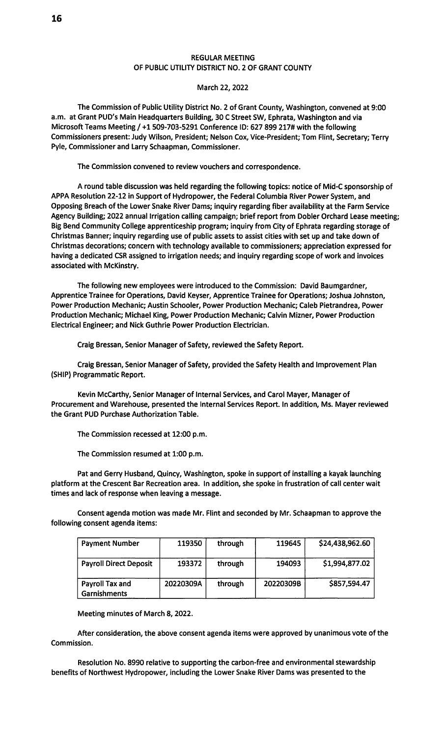REGULAR MEETING
OF PUBLIC UTILITY DISTRICT NO. 2 OF GRANT COUNTY

March 22, 2022

The Commission of Public Utility District No. 2 of Grant County, Washington, convened at 9:00 a.m. at Grant PUD's Main Headquarters Building, 30 C Street SW, Ephrata, Washington and via Microsoft Teams Meeting / +1 509-703-5291 Conference ID: 627 899 217# with the following Commissioners present: Judy Wilson, President; Nelson Cox, Vice-President; Tom Flint, Secretary; Terry Pyle, Commissioner and Larry Schaapman, Commissioner.

The Commission convened to review vouchers and correspondence.

A round table discussion was held regarding the following topics: notice of Mid-C sponsorship of APPA Resolution 22-12 in Support of Hydropower, the Federal Columbia River Power System, and Opposing Breach of the Lower Snake River Dams; inquiry regarding fiber availability at the Farm Service Agency Building; 2022 annual Irrigation calling campaign; brief report from Dobler Orchard Lease meeting; Big Bend Community College apprenticeship program; inquiry from City of Ephrata regarding storage of Christmas Banner; inquiry regarding use of public assets to assist cities with set up and take down of Christmas decorations; concern with technology available to commissioners; appreciation expressed for having a dedicated CSR assigned to irrigation needs; and inquiry regarding scope of work and invoices associated with McKinstry.

The following new employees were introduced to the Commission: David Baumgardner, Apprentice Trainee for Operations, David Keyser, Apprentice Trainee for Operations; Joshua Johnston, Power Production Mechanic; Austin Schooler, Power Production Mechanic; Caleb Pietrandrea, Power Production Mechanic; Michael King, Power Production Mechanic; Calvin Mizner, Power Production Electrical Engineer; and Nick Guthrie Power Production Electrician.

Craig Bressan, Senior Manager of Safety, reviewed the Safety Report.

Craig Bressan, Senior Manager of Safety, provided the Safety Health and Improvement Plan (SHIP) Programmatic Report.

Kevin McCarthy, Senior Manager of Internal Services, and Carol Mayer, Manager of Procurement and Warehouse, presented the Internal Services Report. In addition, Ms. Mayer reviewed the Grant PUD Purchase Authorization Table.

The Commission recessed at 12:00 p.m.

The Commission resumed at 1:00 p.m.

Pat and Gerry Husband, Quincy, Washington, spoke in support of installing a kayak launching platform at the Crescent Bar Recreation area. In addition, she spoke in frustration of call center wait times and lack of response when leaving a message.

Consent agenda motion was made Mr. Flint and seconded by Mr. Schaapman to approve the following consent agenda items:

| Payment Number | 119350 | through | 119645 | $24,438,962.60 |
|---|---|---|---|---|
| Payroll Direct Deposit | 193372 | through | 194093 | $1,994,877.02 |
| Payroll Tax and Garnishments | 20220309A | through | 20220309B | $857,594.47 |

Meeting minutes of March 8, 2022.

After consideration, the above consent agenda items were approved by unanimous vote of the Commission.

Resolution No. 8990 relative to supporting the carbon-free and environmental stewardship benefits of Northwest Hydropower, including the Lower Snake River Dams was presented to the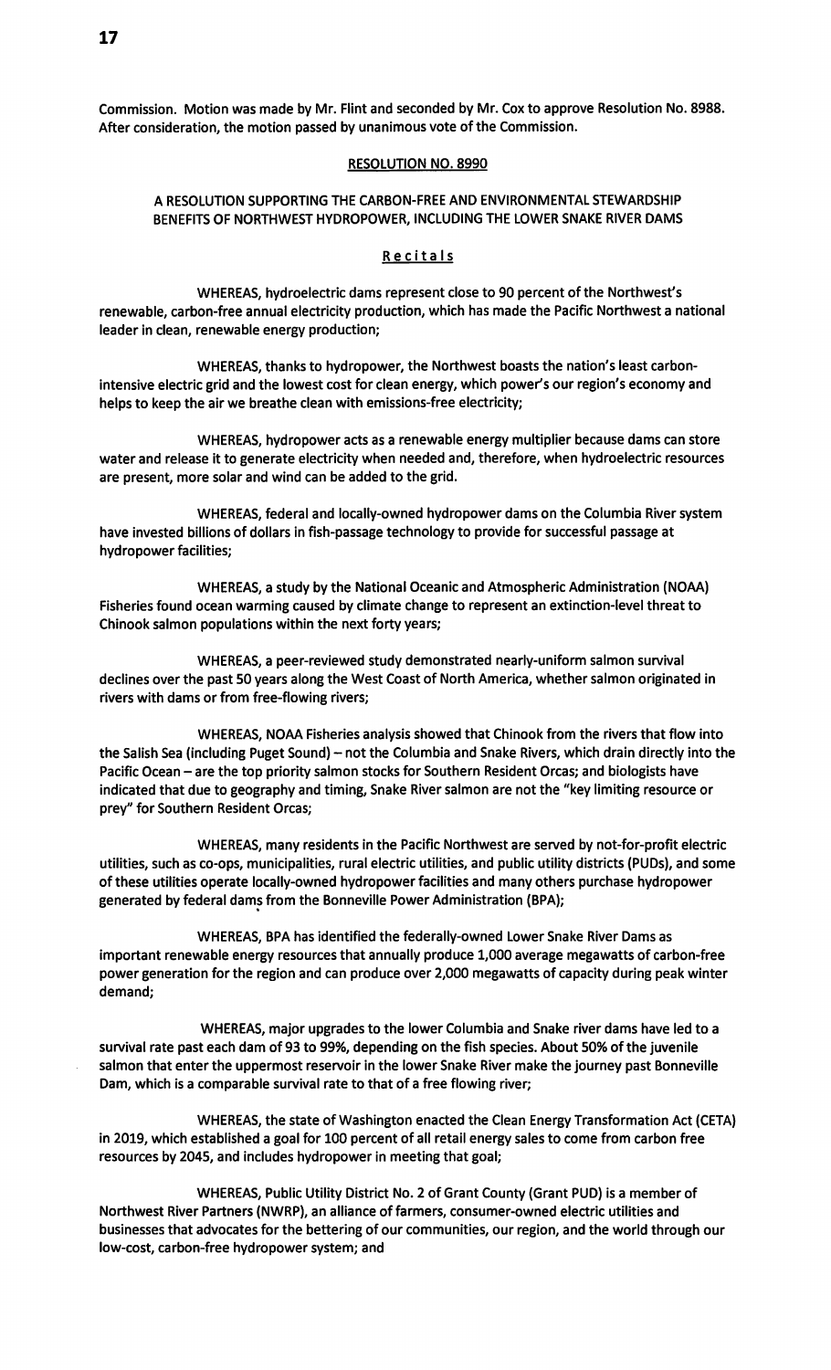Commission. Motion was made by Mr. Flint and seconded by Mr. Cox to approve Resolution No. 8988. After consideration, the motion passed by unanimous vote of the Commission.

## RESOLUTION NO. 8990

### A RESOLUTION SUPPORTING THE CARBON-FREE AND ENVIRONMENTAL STEWARDSHIP BENEFITS OF NORTHWEST HYDROPOWER, INCLUDING THE LOWER SNAKE RIVER DAMS

### Recitals

WHEREAS, hydroelectric dams represent close to 90 percent of the Northwest's renewable, carbon-free annual electricity production, which has made the Pacific Northwest a national leader in clean, renewable energy production;

WHEREAS, thanks to hydropower, the Northwest boasts the nation's least carbon-intensive electric grid and the lowest cost for clean energy, which power's our region's economy and helps to keep the air we breathe clean with emissions-free electricity;

WHEREAS, hydropower acts as a renewable energy multiplier because dams can store water and release it to generate electricity when needed and, therefore, when hydroelectric resources are present, more solar and wind can be added to the grid.

WHEREAS, federal and locally-owned hydropower dams on the Columbia River system have invested billions of dollars in fish-passage technology to provide for successful passage at hydropower facilities;

WHEREAS, a study by the National Oceanic and Atmospheric Administration (NOAA) Fisheries found ocean warming caused by climate change to represent an extinction-level threat to Chinook salmon populations within the next forty years;

WHEREAS, a peer-reviewed study demonstrated nearly-uniform salmon survival declines over the past 50 years along the West Coast of North America, whether salmon originated in rivers with dams or from free-flowing rivers;

WHEREAS, NOAA Fisheries analysis showed that Chinook from the rivers that flow into the Salish Sea (including Puget Sound) – not the Columbia and Snake Rivers, which drain directly into the Pacific Ocean – are the top priority salmon stocks for Southern Resident Orcas; and biologists have indicated that due to geography and timing, Snake River salmon are not the "key limiting resource or prey" for Southern Resident Orcas;

WHEREAS, many residents in the Pacific Northwest are served by not-for-profit electric utilities, such as co-ops, municipalities, rural electric utilities, and public utility districts (PUDs), and some of these utilities operate locally-owned hydropower facilities and many others purchase hydropower generated by federal dams from the Bonneville Power Administration (BPA);

WHEREAS, BPA has identified the federally-owned Lower Snake River Dams as important renewable energy resources that annually produce 1,000 average megawatts of carbon-free power generation for the region and can produce over 2,000 megawatts of capacity during peak winter demand;

WHEREAS, major upgrades to the lower Columbia and Snake river dams have led to a survival rate past each dam of 93 to 99%, depending on the fish species. About 50% of the juvenile salmon that enter the uppermost reservoir in the lower Snake River make the journey past Bonneville Dam, which is a comparable survival rate to that of a free flowing river;

WHEREAS, the state of Washington enacted the Clean Energy Transformation Act (CETA) in 2019, which established a goal for 100 percent of all retail energy sales to come from carbon free resources by 2045, and includes hydropower in meeting that goal;

WHEREAS, Public Utility District No. 2 of Grant County (Grant PUD) is a member of Northwest River Partners (NWRP), an alliance of farmers, consumer-owned electric utilities and businesses that advocates for the bettering of our communities, our region, and the world through our low-cost, carbon-free hydropower system; and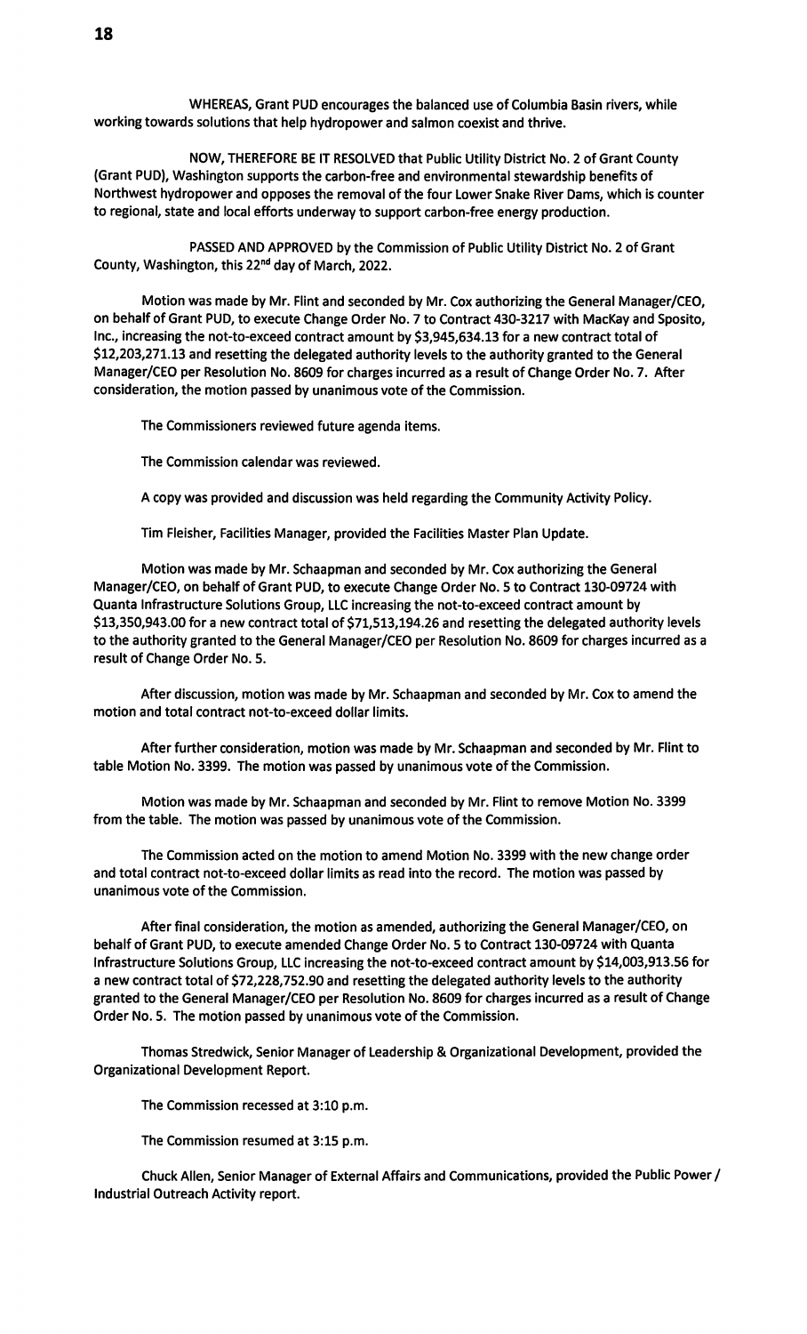WHEREAS, Grant PUD encourages the balanced use of Columbia Basin rivers, while working towards solutions that help hydropower and salmon coexist and thrive.

NOW, THEREFORE BE IT RESOLVED that Public Utility District No. 2 of Grant County (Grant PUD), Washington supports the carbon-free and environmental stewardship benefits of Northwest hydropower and opposes the removal of the four Lower Snake River Dams, which is counter to regional, state and local efforts underway to support carbon-free energy production.

PASSED AND APPROVED by the Commission of Public Utility District No. 2 of Grant County, Washington, this 22nd day of March, 2022.

Motion was made by Mr. Flint and seconded by Mr. Cox authorizing the General Manager/CEO, on behalf of Grant PUD, to execute Change Order No. 7 to Contract 430-3217 with MacKay and Sposito, Inc., increasing the not-to-exceed contract amount by $3,945,634.13 for a new contract total of $12,203,271.13 and resetting the delegated authority levels to the authority granted to the General Manager/CEO per Resolution No. 8609 for charges incurred as a result of Change Order No. 7. After consideration, the motion passed by unanimous vote of the Commission.

The Commissioners reviewed future agenda items.

The Commission calendar was reviewed.

A copy was provided and discussion was held regarding the Community Activity Policy.

Tim Fleisher, Facilities Manager, provided the Facilities Master Plan Update.

Motion was made by Mr. Schaapman and seconded by Mr. Cox authorizing the General Manager/CEO, on behalf of Grant PUD, to execute Change Order No. 5 to Contract 130-09724 with Quanta Infrastructure Solutions Group, LLC increasing the not-to-exceed contract amount by $13,350,943.00 for a new contract total of $71,513,194.26 and resetting the delegated authority levels to the authority granted to the General Manager/CEO per Resolution No. 8609 for charges incurred as a result of Change Order No. 5.

After discussion, motion was made by Mr. Schaapman and seconded by Mr. Cox to amend the motion and total contract not-to-exceed dollar limits.

After further consideration, motion was made by Mr. Schaapman and seconded by Mr. Flint to table Motion No. 3399. The motion was passed by unanimous vote of the Commission.

Motion was made by Mr. Schaapman and seconded by Mr. Flint to remove Motion No. 3399 from the table. The motion was passed by unanimous vote of the Commission.

The Commission acted on the motion to amend Motion No. 3399 with the new change order and total contract not-to-exceed dollar limits as read into the record. The motion was passed by unanimous vote of the Commission.

After final consideration, the motion as amended, authorizing the General Manager/CEO, on behalf of Grant PUD, to execute amended Change Order No. 5 to Contract 130-09724 with Quanta Infrastructure Solutions Group, LLC increasing the not-to-exceed contract amount by $14,003,913.56 for a new contract total of $72,228,752.90 and resetting the delegated authority levels to the authority granted to the General Manager/CEO per Resolution No. 8609 for charges incurred as a result of Change Order No. 5. The motion passed by unanimous vote of the Commission.

Thomas Stredwick, Senior Manager of Leadership & Organizational Development, provided the Organizational Development Report.

The Commission recessed at 3:10 p.m.

The Commission resumed at 3:15 p.m.

Chuck Allen, Senior Manager of External Affairs and Communications, provided the Public Power / Industrial Outreach Activity report.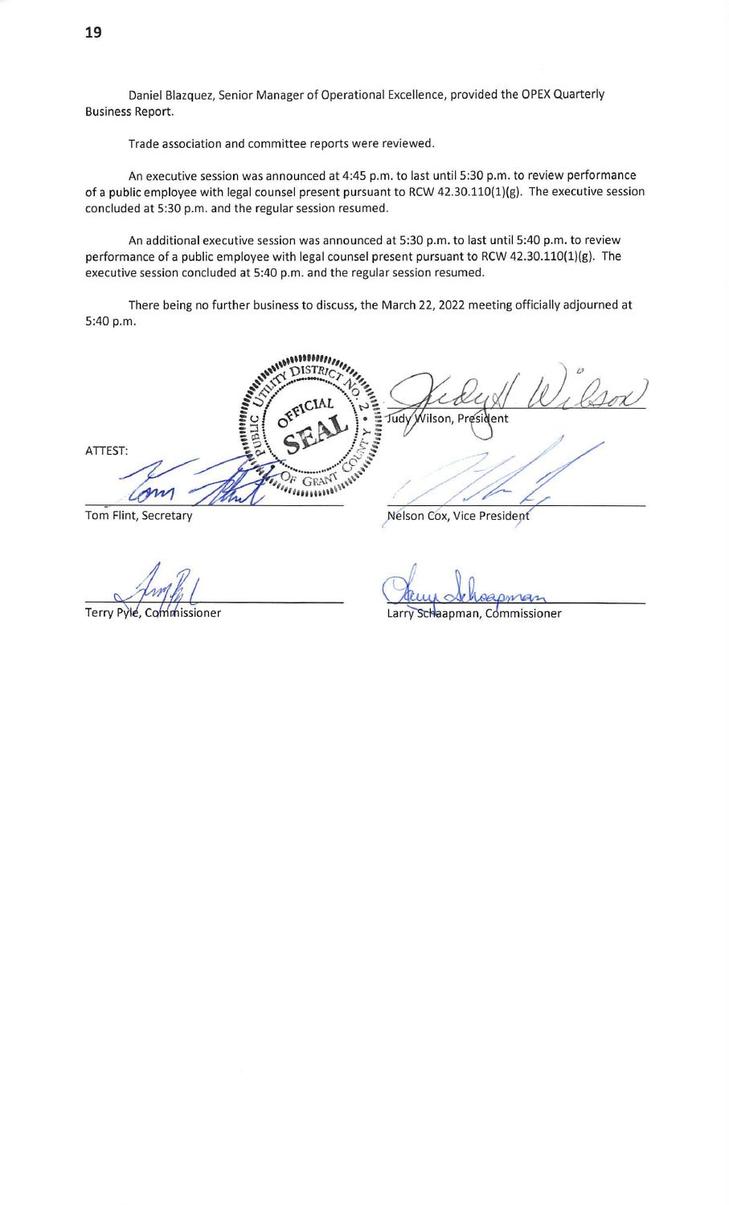Daniel Blazquez, Senior Manager of Operational Excellence, provided the OPEX Quarterly Business Report.

Trade association and committee reports were reviewed.

An executive session was announced at 4:45 p.m. to last until 5:30 p.m. to review performance of a public employee with legal counsel present pursuant to RCW 42.30.110(1)(g). The executive session concluded at 5:30 p.m. and the regular session resumed.

An additional executive session was announced at 5:30 p.m. to last until 5:40 p.m. to review performance of a public employee with legal counsel present pursuant to RCW 42.30.110(1)(g). The executive session concluded at 5:40 p.m. and the regular session resumed.

There being no further business to discuss, the March 22, 2022 meeting officially adjourned at 5:40 p.m.

PUBLIC UTILITY DISTRICT NO. 2 OF GRANT COUNTY OFFICIAL SEAL

Judy Wilson, President

ATTEST:

Tom Flint, Secretary

Nelson Cox, Vice President

Terry Pyle, Commissioner

Larry Schaapman, Commissioner